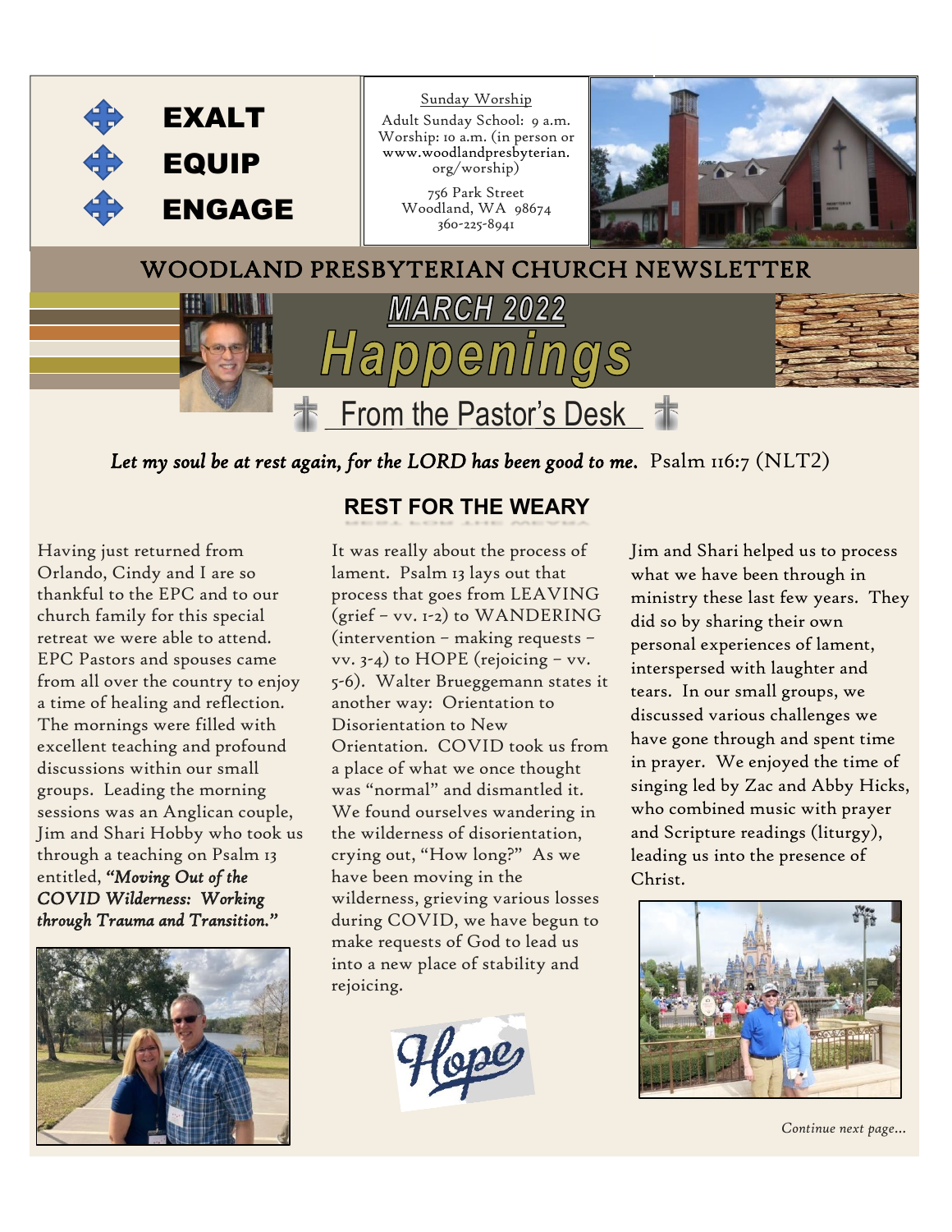**EXALT**

**EQUIP**

**ENGAGE**

Sunday Worship

Adult Sunday School: 9 a.m.
Worship: 10 a.m. (in person or www.woodlandpresbyterian.org/worship)

756 Park Street
Woodland, WA 98674
360-225-8941

# WOODLAND PRESBYTERIAN CHURCH NEWSLETTER

## MARCH 2022

# Happenings

## From the Pastor's Desk

*Let my soul be at rest again, for the LORD has been good to me.* Psalm 116:7 (NLT2)

### REST FOR THE WEARY

Having just returned from Orlando, Cindy and I are so thankful to the EPC and to our church family for this special retreat we were able to attend. EPC Pastors and spouses came from all over the country to enjoy a time of healing and reflection. The mornings were filled with excellent teaching and profound discussions within our small groups. Leading the morning sessions was an Anglican couple, Jim and Shari Hobby who took us through a teaching on Psalm 13 entitled, ***"Moving Out of the COVID Wilderness: Working through Trauma and Transition."***

It was really about the process of lament. Psalm 13 lays out that process that goes from LEAVING (grief – vv. 1-2) to WANDERING (intervention – making requests – vv. 3-4) to HOPE (rejoicing – vv. 5-6). Walter Brueggemann states it another way: Orientation to Disorientation to New Orientation. COVID took us from a place of what we once thought was "normal" and dismantled it. We found ourselves wandering in the wilderness of disorientation, crying out, "How long?" As we have been moving in the wilderness, grieving various losses during COVID, we have begun to make requests of God to lead us into a new place of stability and rejoicing.

Jim and Shari helped us to process what we have been through in ministry these last few years. They did so by sharing their own personal experiences of lament, interspersed with laughter and tears. In our small groups, we discussed various challenges we have gone through and spent time in prayer. We enjoyed the time of singing led by Zac and Abby Hicks, who combined music with prayer and Scripture readings (liturgy), leading us into the presence of Christ.

*Continue next page…*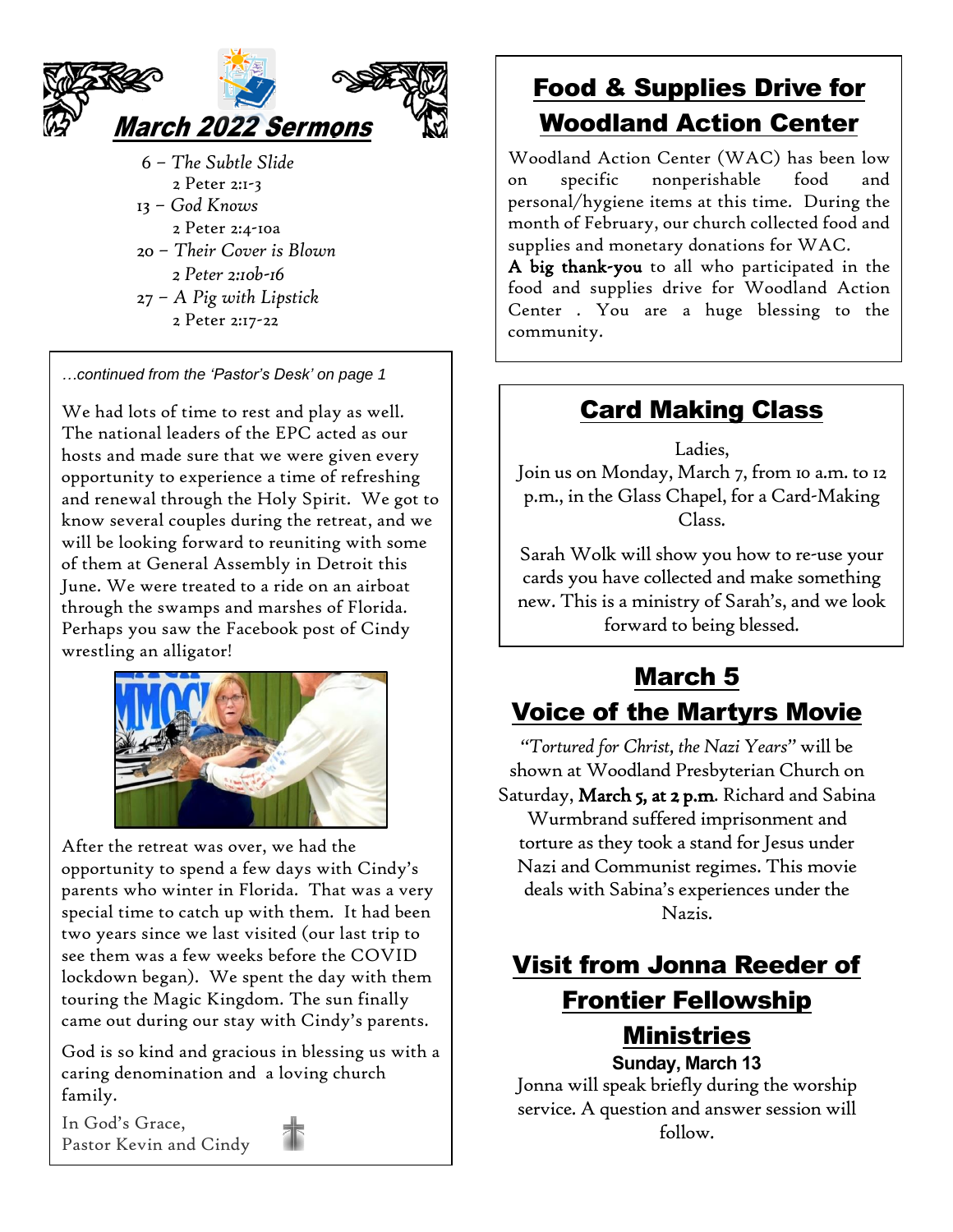## March 2022 Sermons

6 – *The Subtle Slide*
2 Peter 2:1-3

13 – *God Knows*
2 Peter 2:4-10a

20 – *Their Cover is Blown*
*2 Peter 2:10b-16*

27 – *A Pig with Lipstick*
2 Peter 2:17-22

*…continued from the 'Pastor's Desk' on page 1*

We had lots of time to rest and play as well. The national leaders of the EPC acted as our hosts and made sure that we were given every opportunity to experience a time of refreshing and renewal through the Holy Spirit. We got to know several couples during the retreat, and we will be looking forward to reuniting with some of them at General Assembly in Detroit this June. We were treated to a ride on an airboat through the swamps and marshes of Florida. Perhaps you saw the Facebook post of Cindy wrestling an alligator!

After the retreat was over, we had the opportunity to spend a few days with Cindy's parents who winter in Florida. That was a very special time to catch up with them. It had been two years since we last visited (our last trip to see them was a few weeks before the COVID lockdown began). We spent the day with them touring the Magic Kingdom. The sun finally came out during our stay with Cindy's parents.

God is so kind and gracious in blessing us with a caring denomination and a loving church family.

In God's Grace,
Pastor Kevin and Cindy

## Food & Supplies Drive for Woodland Action Center

Woodland Action Center (WAC) has been low on specific nonperishable food and personal/hygiene items at this time. During the month of February, our church collected food and supplies and monetary donations for WAC.
**A big thank-you** to all who participated in the food and supplies drive for Woodland Action Center . You are a huge blessing to the community.

## Card Making Class

Ladies,
Join us on Monday, March 7, from 10 a.m. to 12 p.m., in the Glass Chapel, for a Card-Making Class.

Sarah Wolk will show you how to re-use your cards you have collected and make something new. This is a ministry of Sarah's, and we look forward to being blessed.

## March 5
## Voice of the Martyrs Movie

*"Tortured for Christ, the Nazi Years"* will be shown at Woodland Presbyterian Church on Saturday, **March 5, at 2 p.m.** Richard and Sabina Wurmbrand suffered imprisonment and torture as they took a stand for Jesus under Nazi and Communist regimes. This movie deals with Sabina's experiences under the Nazis.

## Visit from Jonna Reeder of Frontier Fellowship Ministries

**Sunday, March 13**

Jonna will speak briefly during the worship service. A question and answer session will follow.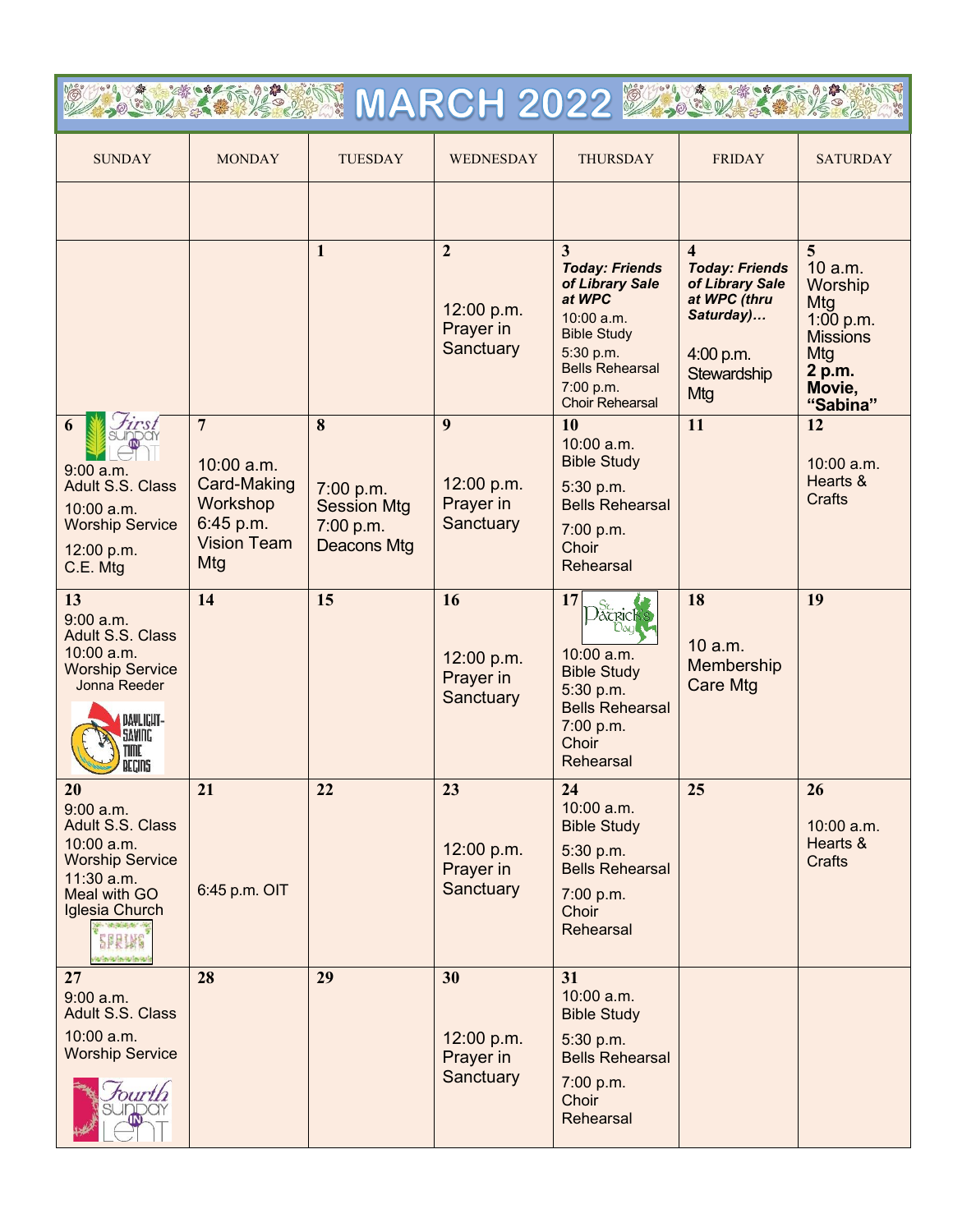# MARCH 2022

| SUNDAY | MONDAY | TUESDAY | WEDNESDAY | THURSDAY | FRIDAY | SATURDAY |
|---|---|---|---|---|---|---|
| | | | | | | |
| | | **1** | **2**<br><br>12:00 p.m. Prayer in Sanctuary | **3**<br>***Today: Friends of Library Sale at WPC***<br>10:00 a.m. Bible Study<br>5:30 p.m. Bells Rehearsal<br>7:00 p.m. Choir Rehearsal | **4**<br>***Today: Friends of Library Sale at WPC (thru Saturday)…***<br><br>4:00 p.m. Stewardship Mtg | **5**<br>10 a.m. Worship Mtg<br>1:00 p.m. Missions Mtg<br>**2 p.m. Movie, "Sabina"** |
| **6** First Sunday in Lent<br>9:00 a.m. Adult S.S. Class<br>10:00 a.m. Worship Service<br>12:00 p.m. C.E. Mtg | **7**<br><br>10:00 a.m. Card-Making Workshop<br>6:45 p.m. Vision Team Mtg | **8**<br><br>7:00 p.m. Session Mtg<br>7:00 p.m. Deacons Mtg | **9**<br><br>12:00 p.m. Prayer in Sanctuary | **10**<br>10:00 a.m. Bible Study<br>5:30 p.m. Bells Rehearsal<br>7:00 p.m. Choir Rehearsal | **11** | **12**<br><br>10:00 a.m. Hearts & Crafts |
| **13**<br>9:00 a.m. Adult S.S. Class<br>10:00 a.m. Worship Service<br>Jonna Reeder<br>Daylight-Saving Time Begins | **14** | **15** | **16**<br><br>12:00 p.m. Prayer in Sanctuary | **17** St. Patrick's Day<br>10:00 a.m. Bible Study<br>5:30 p.m. Bells Rehearsal<br>7:00 p.m. Choir Rehearsal | **18**<br><br>10 a.m. Membership Care Mtg | **19** |
| **20**<br>9:00 a.m. Adult S.S. Class<br>10:00 a.m. Worship Service<br>11:30 a.m. Meal with GO Iglesia Church<br>Spring | **21**<br><br><br><br>6:45 p.m. OIT | **22** | **23**<br><br>12:00 p.m. Prayer in Sanctuary | **24**<br>10:00 a.m. Bible Study<br>5:30 p.m. Bells Rehearsal<br>7:00 p.m. Choir Rehearsal | **25** | **26**<br><br>10:00 a.m. Hearts & Crafts |
| **27**<br>9:00 a.m. Adult S.S. Class<br>10:00 a.m. Worship Service<br>Fourth Sunday in Lent | **28** | **29** | **30**<br><br>12:00 p.m. Prayer in Sanctuary | **31**<br>10:00 a.m. Bible Study<br>5:30 p.m. Bells Rehearsal<br>7:00 p.m. Choir Rehearsal | | |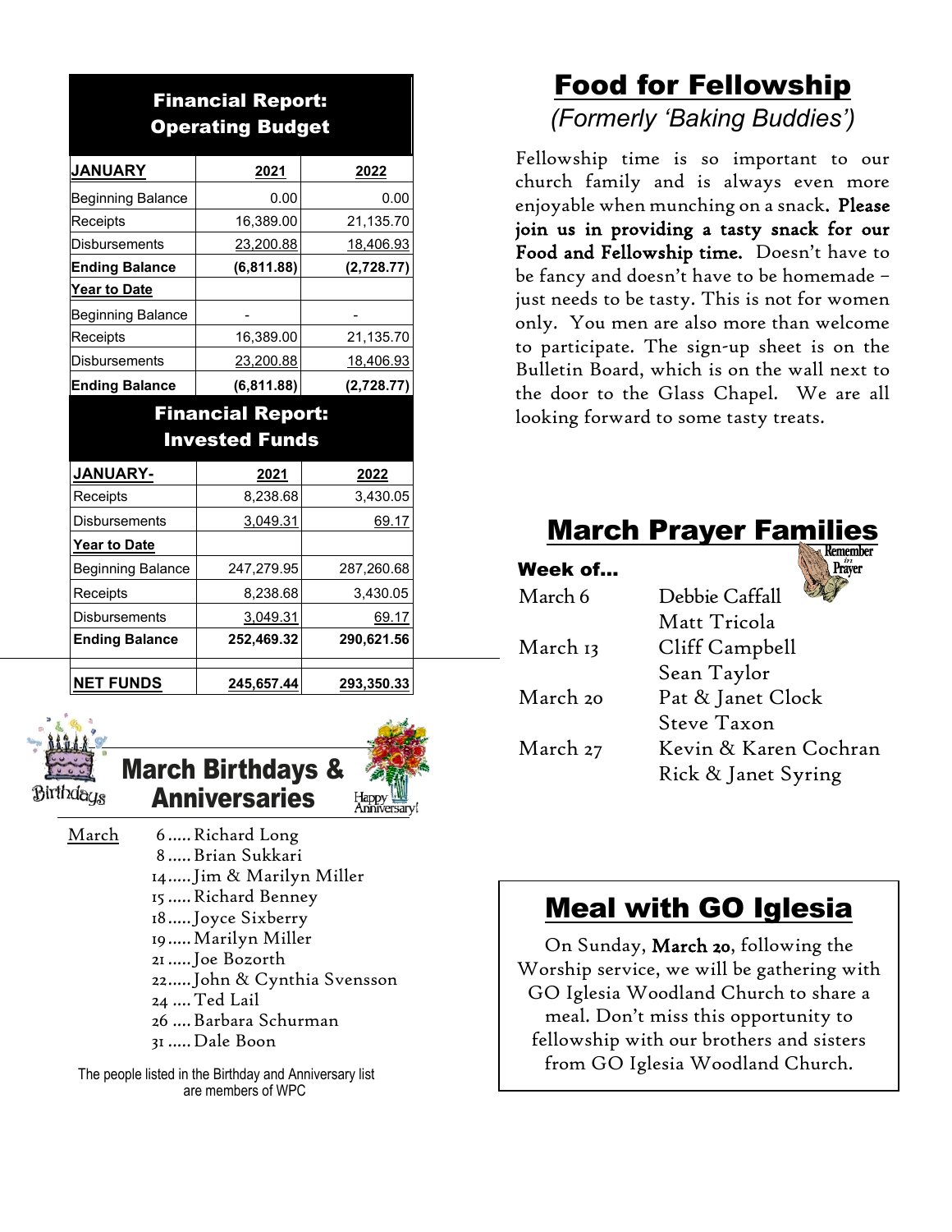## Financial Report: Operating Budget

| JANUARY | 2021 | 2022 |
|---|---|---|
| Beginning Balance | 0.00 | 0.00 |
| Receipts | 16,389.00 | 21,135.70 |
| Disbursements | 23,200.88 | 18,406.93 |
| **Ending Balance** | **(6,811.88)** | **(2,728.77)** |
| **Year to Date** | | |
| Beginning Balance | - | - |
| Receipts | 16,389.00 | 21,135.70 |
| Disbursements | 23,200.88 | 18,406.93 |
| **Ending Balance** | **(6,811.88)** | **(2,728.77)** |

## Financial Report: Invested Funds

| JANUARY- | 2021 | 2022 |
|---|---|---|
| Receipts | 8,238.68 | 3,430.05 |
| Disbursements | 3,049.31 | 69.17 |
| **Year to Date** | | |
| Beginning Balance | 247,279.95 | 287,260.68 |
| Receipts | 8,238.68 | 3,430.05 |
| Disbursements | 3,049.31 | 69.17 |
| **Ending Balance** | **252,469.32** | **290,621.56** |
| | | |
| **NET FUNDS** | **245,657.44** | **293,350.33** |

## March Birthdays & Anniversaries

March
- 6 ..... Richard Long
- 8 ..... Brian Sukkari
- 14 ..... Jim & Marilyn Miller
- 15 ..... Richard Benney
- 18 ..... Joyce Sixberry
- 19 ..... Marilyn Miller
- 21 ..... Joe Bozorth
- 22 ..... John & Cynthia Svensson
- 24 .... Ted Lail
- 26 .... Barbara Schurman
- 31 ..... Dale Boon

The people listed in the Birthday and Anniversary list are members of WPC

## Food for Fellowship

*(Formerly 'Baking Buddies')*

Fellowship time is so important to our church family and is always even more enjoyable when munching on a snack. **Please join us in providing a tasty snack for our Food and Fellowship time.** Doesn't have to be fancy and doesn't have to be homemade – just needs to be tasty. This is not for women only. You men are also more than welcome to participate. The sign-up sheet is on the Bulletin Board, which is on the wall next to the door to the Glass Chapel. We are all looking forward to some tasty treats.

## March Prayer Families

| Week of... | |
|---|---|
| March 6 | Debbie Caffall<br>Matt Tricola |
| March 13 | Cliff Campbell<br>Sean Taylor |
| March 20 | Pat & Janet Clock<br>Steve Taxon |
| March 27 | Kevin & Karen Cochran<br>Rick & Janet Syring |

## Meal with GO Iglesia

On Sunday, **March 20**, following the Worship service, we will be gathering with GO Iglesia Woodland Church to share a meal. Don't miss this opportunity to fellowship with our brothers and sisters from GO Iglesia Woodland Church.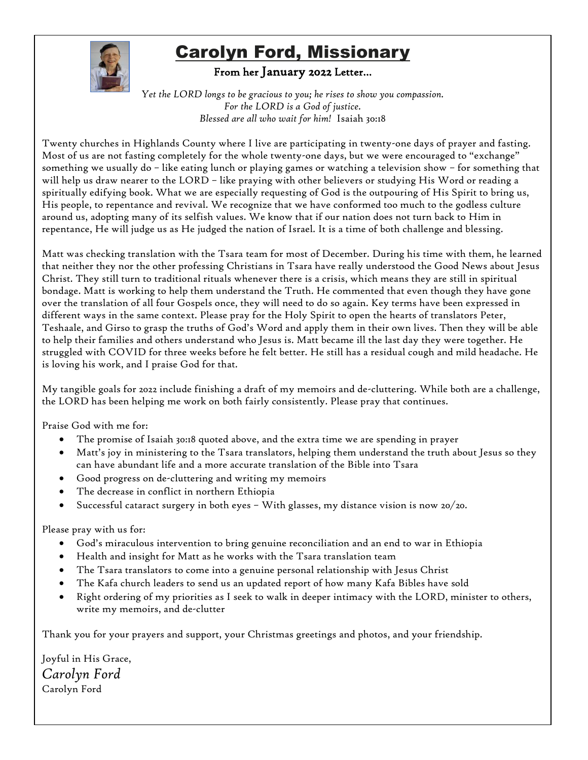# Carolyn Ford, Missionary

**From her January 2022 Letter…**

*Yet the LORD longs to be gracious to you; he rises to show you compassion.*
*For the LORD is a God of justice.*
*Blessed are all who wait for him!* Isaiah 30:18

Twenty churches in Highlands County where I live are participating in twenty-one days of prayer and fasting. Most of us are not fasting completely for the whole twenty-one days, but we were encouraged to "exchange" something we usually do – like eating lunch or playing games or watching a television show – for something that will help us draw nearer to the LORD – like praying with other believers or studying His Word or reading a spiritually edifying book. What we are especially requesting of God is the outpouring of His Spirit to bring us, His people, to repentance and revival. We recognize that we have conformed too much to the godless culture around us, adopting many of its selfish values. We know that if our nation does not turn back to Him in repentance, He will judge us as He judged the nation of Israel. It is a time of both challenge and blessing.

Matt was checking translation with the Tsara team for most of December. During his time with them, he learned that neither they nor the other professing Christians in Tsara have really understood the Good News about Jesus Christ. They still turn to traditional rituals whenever there is a crisis, which means they are still in spiritual bondage. Matt is working to help them understand the Truth. He commented that even though they have gone over the translation of all four Gospels once, they will need to do so again. Key terms have been expressed in different ways in the same context. Please pray for the Holy Spirit to open the hearts of translators Peter, Teshaale, and Girso to grasp the truths of God's Word and apply them in their own lives. Then they will be able to help their families and others understand who Jesus is. Matt became ill the last day they were together. He struggled with COVID for three weeks before he felt better. He still has a residual cough and mild headache. He is loving his work, and I praise God for that.

My tangible goals for 2022 include finishing a draft of my memoirs and de-cluttering. While both are a challenge, the LORD has been helping me work on both fairly consistently. Please pray that continues.

Praise God with me for:

- The promise of Isaiah 30:18 quoted above, and the extra time we are spending in prayer
- Matt's joy in ministering to the Tsara translators, helping them understand the truth about Jesus so they can have abundant life and a more accurate translation of the Bible into Tsara
- Good progress on de-cluttering and writing my memoirs
- The decrease in conflict in northern Ethiopia
- Successful cataract surgery in both eyes – With glasses, my distance vision is now 20/20.

Please pray with us for:

- God's miraculous intervention to bring genuine reconciliation and an end to war in Ethiopia
- Health and insight for Matt as he works with the Tsara translation team
- The Tsara translators to come into a genuine personal relationship with Jesus Christ
- The Kafa church leaders to send us an updated report of how many Kafa Bibles have sold
- Right ordering of my priorities as I seek to walk in deeper intimacy with the LORD, minister to others, write my memoirs, and de-clutter

Thank you for your prayers and support, your Christmas greetings and photos, and your friendship.

Joyful in His Grace,

*Carolyn Ford*

Carolyn Ford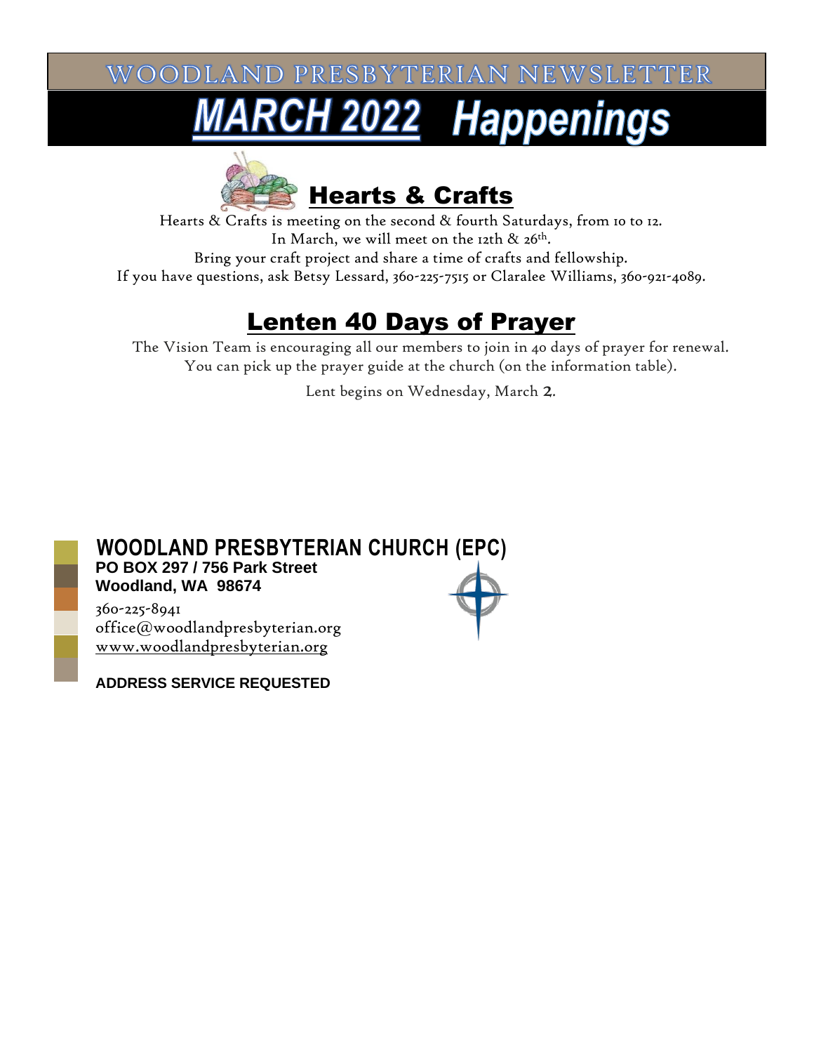WOODLAND PRESBYTERIAN NEWSLETTER

# MARCH 2022 Happenings

## Hearts & Crafts

Hearts & Crafts is meeting on the second & fourth Saturdays, from 10 to 12.
In March, we will meet on the 12th & 26th.
Bring your craft project and share a time of crafts and fellowship.
If you have questions, ask Betsy Lessard, 360-225-7515 or Claralee Williams, 360-921-4089.

## Lenten 40 Days of Prayer

The Vision Team is encouraging all our members to join in 40 days of prayer for renewal.
You can pick up the prayer guide at the church (on the information table).

Lent begins on Wednesday, March 2.

**WOODLAND PRESBYTERIAN CHURCH (EPC)**
**PO BOX 297 / 756 Park Street**
**Woodland, WA 98674**

360-225-8941
office@woodlandpresbyterian.org
www.woodlandpresbyterian.org

**ADDRESS SERVICE REQUESTED**